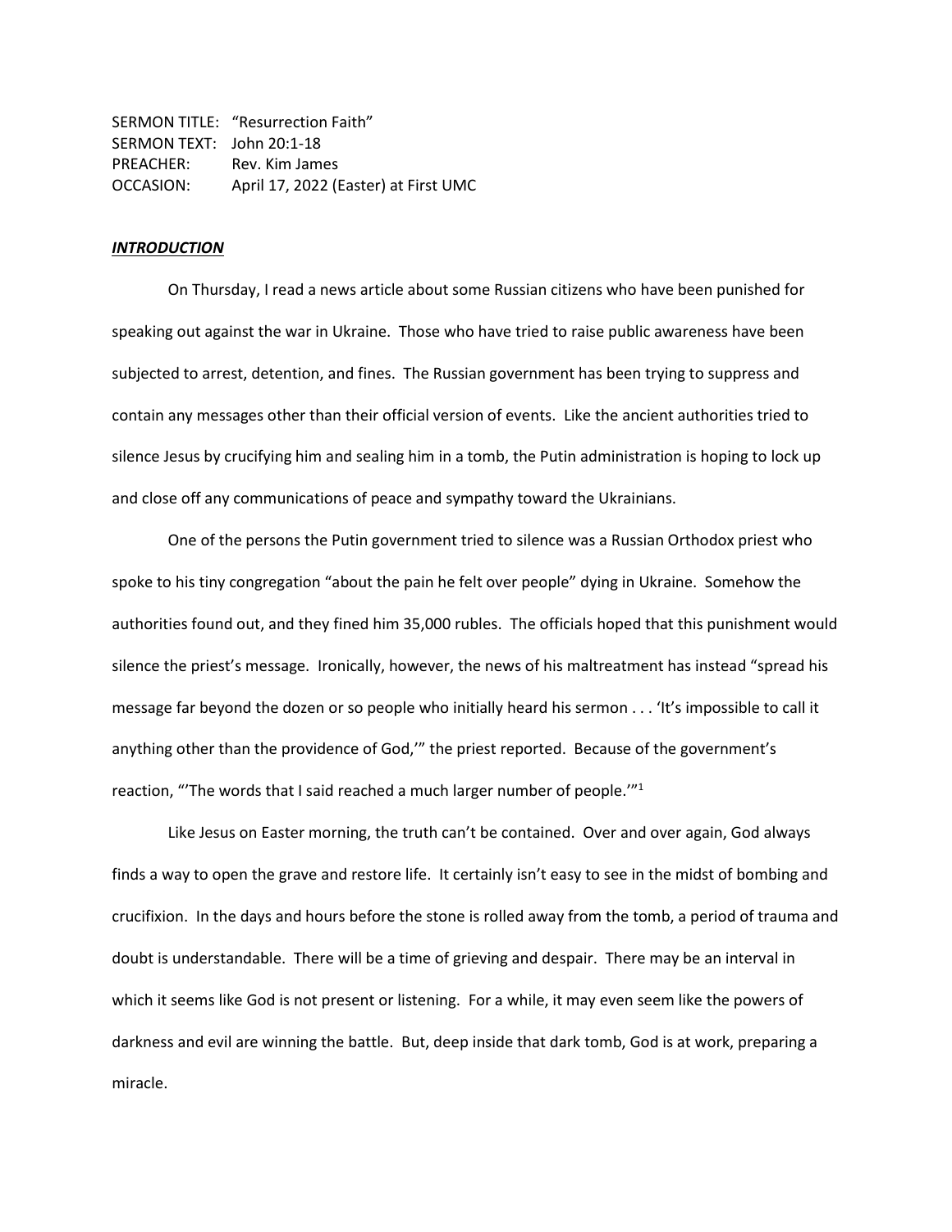SERMON TITLE: "Resurrection Faith"
SERMON TEXT: John 20:1-18
PREACHER: Rev. Kim James
OCCASION: April 17, 2022 (Easter) at First UMC

***INTRODUCTION***

On Thursday, I read a news article about some Russian citizens who have been punished for speaking out against the war in Ukraine. Those who have tried to raise public awareness have been subjected to arrest, detention, and fines. The Russian government has been trying to suppress and contain any messages other than their official version of events. Like the ancient authorities tried to silence Jesus by crucifying him and sealing him in a tomb, the Putin administration is hoping to lock up and close off any communications of peace and sympathy toward the Ukrainians.

One of the persons the Putin government tried to silence was a Russian Orthodox priest who spoke to his tiny congregation "about the pain he felt over people" dying in Ukraine. Somehow the authorities found out, and they fined him 35,000 rubles. The officials hoped that this punishment would silence the priest's message. Ironically, however, the news of his maltreatment has instead "spread his message far beyond the dozen or so people who initially heard his sermon . . . 'It's impossible to call it anything other than the providence of God,'" the priest reported. Because of the government's reaction, "'The words that I said reached a much larger number of people.'"[1]

Like Jesus on Easter morning, the truth can't be contained. Over and over again, God always finds a way to open the grave and restore life. It certainly isn't easy to see in the midst of bombing and crucifixion. In the days and hours before the stone is rolled away from the tomb, a period of trauma and doubt is understandable. There will be a time of grieving and despair. There may be an interval in which it seems like God is not present or listening. For a while, it may even seem like the powers of darkness and evil are winning the battle. But, deep inside that dark tomb, God is at work, preparing a miracle.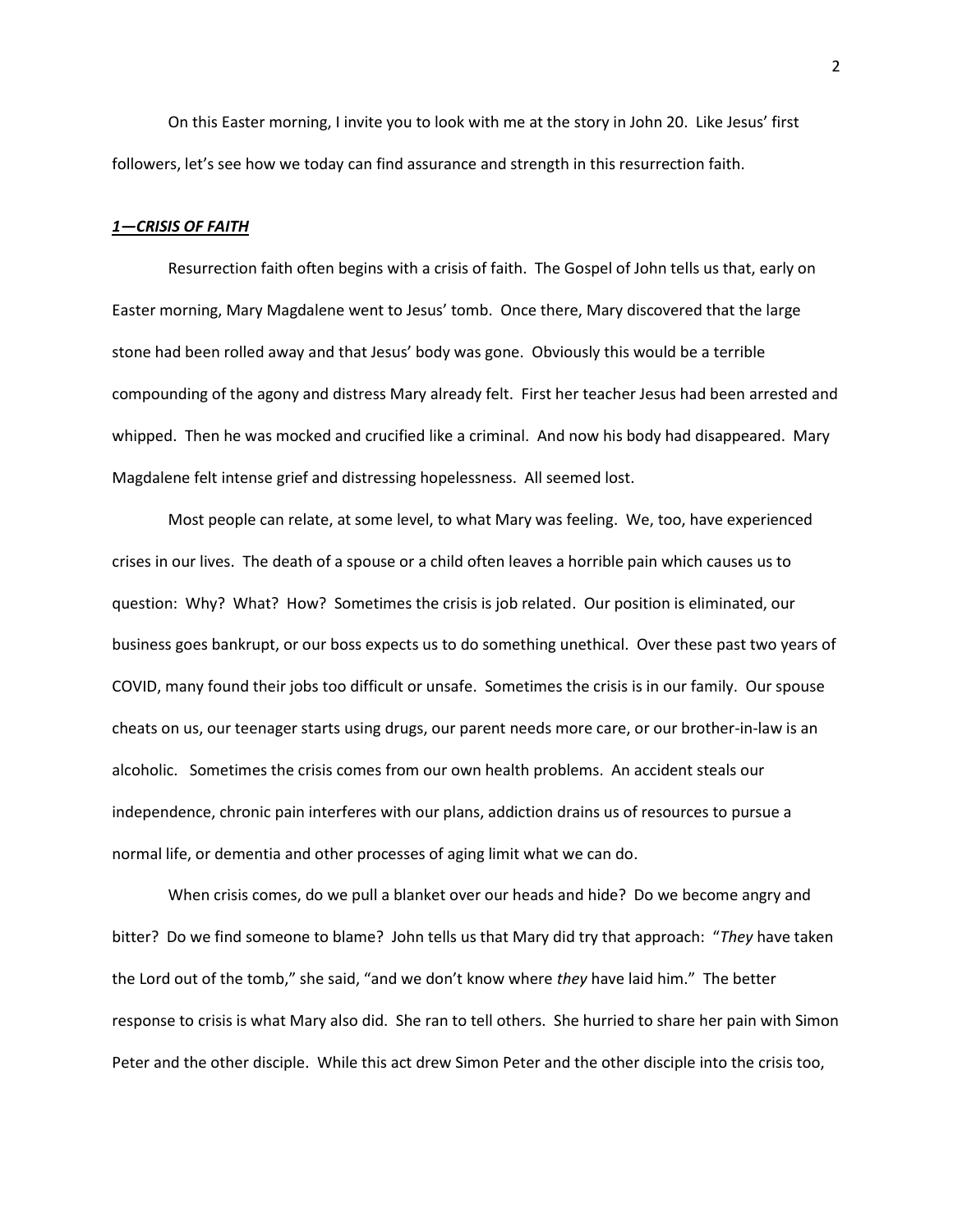On this Easter morning, I invite you to look with me at the story in John 20. Like Jesus' first followers, let's see how we today can find assurance and strength in this resurrection faith.

***<u>1—CRISIS OF FAITH</u>***

Resurrection faith often begins with a crisis of faith. The Gospel of John tells us that, early on Easter morning, Mary Magdalene went to Jesus' tomb. Once there, Mary discovered that the large stone had been rolled away and that Jesus' body was gone. Obviously this would be a terrible compounding of the agony and distress Mary already felt. First her teacher Jesus had been arrested and whipped. Then he was mocked and crucified like a criminal. And now his body had disappeared. Mary Magdalene felt intense grief and distressing hopelessness. All seemed lost.

Most people can relate, at some level, to what Mary was feeling. We, too, have experienced crises in our lives. The death of a spouse or a child often leaves a horrible pain which causes us to question: Why? What? How? Sometimes the crisis is job related. Our position is eliminated, our business goes bankrupt, or our boss expects us to do something unethical. Over these past two years of COVID, many found their jobs too difficult or unsafe. Sometimes the crisis is in our family. Our spouse cheats on us, our teenager starts using drugs, our parent needs more care, or our brother-in-law is an alcoholic. Sometimes the crisis comes from our own health problems. An accident steals our independence, chronic pain interferes with our plans, addiction drains us of resources to pursue a normal life, or dementia and other processes of aging limit what we can do.

When crisis comes, do we pull a blanket over our heads and hide? Do we become angry and bitter? Do we find someone to blame? John tells us that Mary did try that approach: "*They* have taken the Lord out of the tomb," she said, "and we don't know where *they* have laid him." The better response to crisis is what Mary also did. She ran to tell others. She hurried to share her pain with Simon Peter and the other disciple. While this act drew Simon Peter and the other disciple into the crisis too,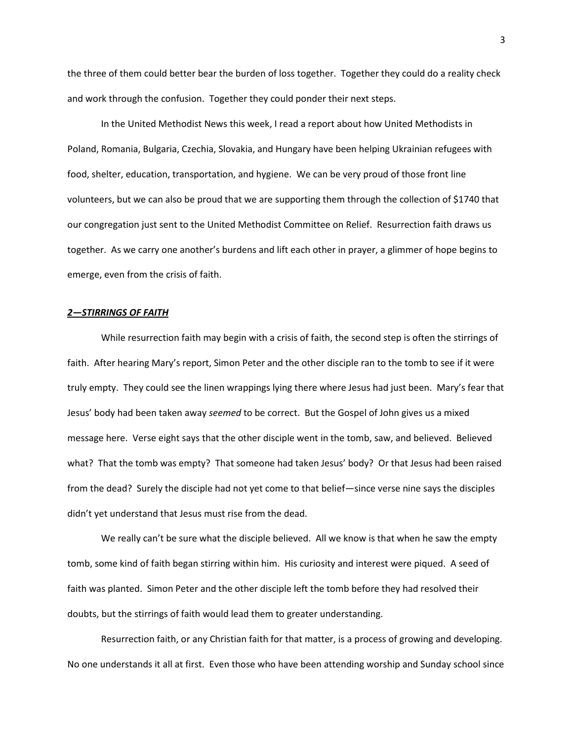the three of them could better bear the burden of loss together. Together they could do a reality check and work through the confusion. Together they could ponder their next steps.

In the United Methodist News this week, I read a report about how United Methodists in Poland, Romania, Bulgaria, Czechia, Slovakia, and Hungary have been helping Ukrainian refugees with food, shelter, education, transportation, and hygiene. We can be very proud of those front line volunteers, but we can also be proud that we are supporting them through the collection of $1740 that our congregation just sent to the United Methodist Committee on Relief. Resurrection faith draws us together. As we carry one another's burdens and lift each other in prayer, a glimmer of hope begins to emerge, even from the crisis of faith.

## ***2—STIRRINGS OF FAITH***

While resurrection faith may begin with a crisis of faith, the second step is often the stirrings of faith. After hearing Mary's report, Simon Peter and the other disciple ran to the tomb to see if it were truly empty. They could see the linen wrappings lying there where Jesus had just been. Mary's fear that Jesus' body had been taken away *seemed* to be correct. But the Gospel of John gives us a mixed message here. Verse eight says that the other disciple went in the tomb, saw, and believed. Believed what? That the tomb was empty? That someone had taken Jesus' body? Or that Jesus had been raised from the dead? Surely the disciple had not yet come to that belief—since verse nine says the disciples didn't yet understand that Jesus must rise from the dead.

We really can't be sure what the disciple believed. All we know is that when he saw the empty tomb, some kind of faith began stirring within him. His curiosity and interest were piqued. A seed of faith was planted. Simon Peter and the other disciple left the tomb before they had resolved their doubts, but the stirrings of faith would lead them to greater understanding.

Resurrection faith, or any Christian faith for that matter, is a process of growing and developing. No one understands it all at first. Even those who have been attending worship and Sunday school since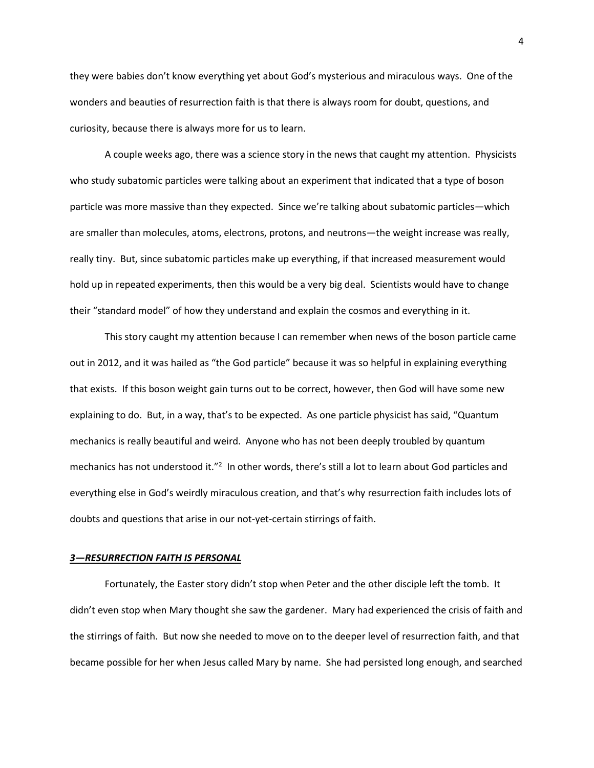they were babies don't know everything yet about God's mysterious and miraculous ways. One of the wonders and beauties of resurrection faith is that there is always room for doubt, questions, and curiosity, because there is always more for us to learn.

A couple weeks ago, there was a science story in the news that caught my attention. Physicists who study subatomic particles were talking about an experiment that indicated that a type of boson particle was more massive than they expected. Since we're talking about subatomic particles—which are smaller than molecules, atoms, electrons, protons, and neutrons—the weight increase was really, really tiny. But, since subatomic particles make up everything, if that increased measurement would hold up in repeated experiments, then this would be a very big deal. Scientists would have to change their "standard model" of how they understand and explain the cosmos and everything in it.

This story caught my attention because I can remember when news of the boson particle came out in 2012, and it was hailed as "the God particle" because it was so helpful in explaining everything that exists. If this boson weight gain turns out to be correct, however, then God will have some new explaining to do. But, in a way, that's to be expected. As one particle physicist has said, "Quantum mechanics is really beautiful and weird. Anyone who has not been deeply troubled by quantum mechanics has not understood it."[2] In other words, there's still a lot to learn about God particles and everything else in God's weirdly miraculous creation, and that's why resurrection faith includes lots of doubts and questions that arise in our not-yet-certain stirrings of faith.

### ***3—RESURRECTION FAITH IS PERSONAL***

Fortunately, the Easter story didn't stop when Peter and the other disciple left the tomb. It didn't even stop when Mary thought she saw the gardener. Mary had experienced the crisis of faith and the stirrings of faith. But now she needed to move on to the deeper level of resurrection faith, and that became possible for her when Jesus called Mary by name. She had persisted long enough, and searched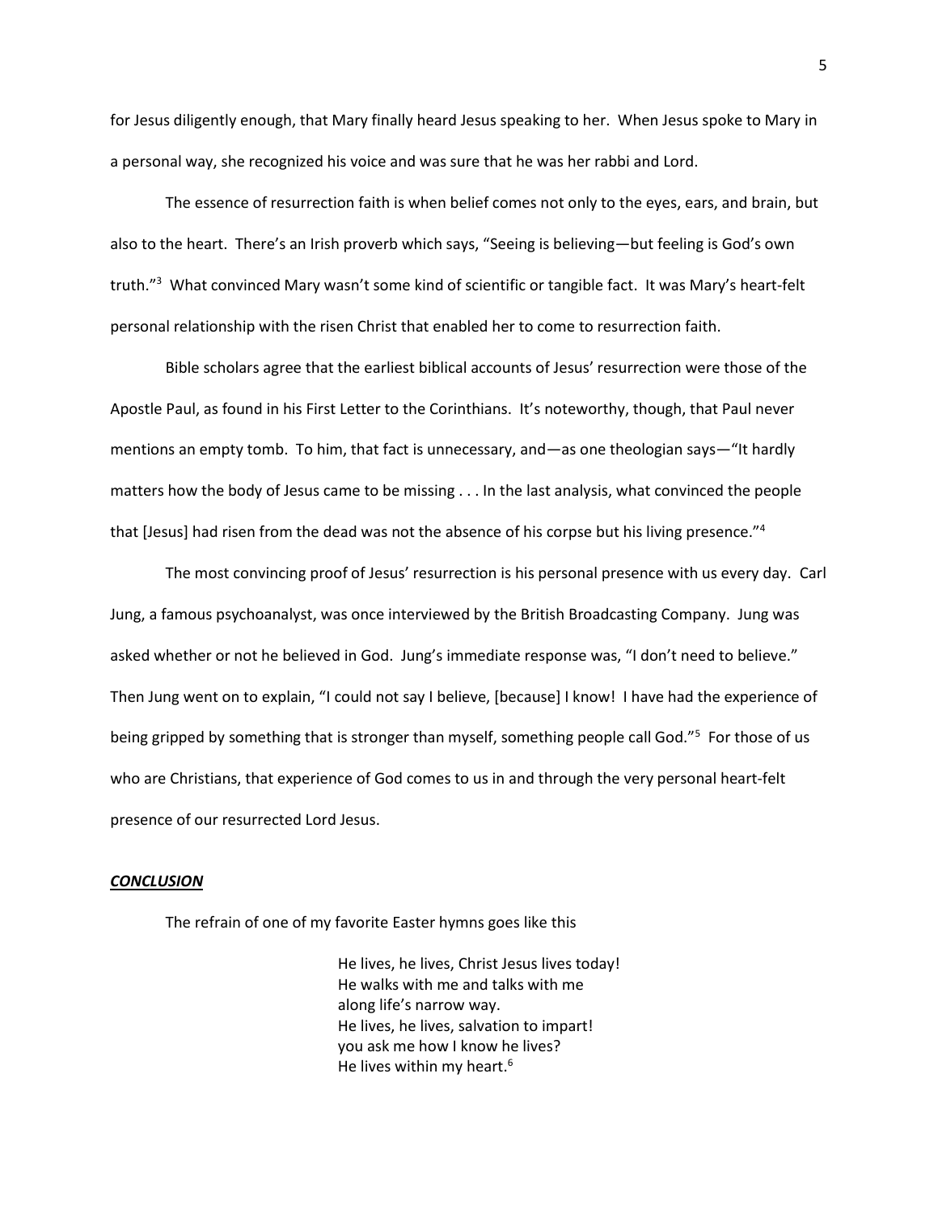for Jesus diligently enough, that Mary finally heard Jesus speaking to her. When Jesus spoke to Mary in a personal way, she recognized his voice and was sure that he was her rabbi and Lord.

The essence of resurrection faith is when belief comes not only to the eyes, ears, and brain, but also to the heart. There's an Irish proverb which says, "Seeing is believing—but feeling is God's own truth."[3] What convinced Mary wasn't some kind of scientific or tangible fact. It was Mary's heart-felt personal relationship with the risen Christ that enabled her to come to resurrection faith.

Bible scholars agree that the earliest biblical accounts of Jesus' resurrection were those of the Apostle Paul, as found in his First Letter to the Corinthians. It's noteworthy, though, that Paul never mentions an empty tomb. To him, that fact is unnecessary, and—as one theologian says—"It hardly matters how the body of Jesus came to be missing . . . In the last analysis, what convinced the people that [Jesus] had risen from the dead was not the absence of his corpse but his living presence."[4]

The most convincing proof of Jesus' resurrection is his personal presence with us every day. Carl Jung, a famous psychoanalyst, was once interviewed by the British Broadcasting Company. Jung was asked whether or not he believed in God. Jung's immediate response was, "I don't need to believe." Then Jung went on to explain, "I could not say I believe, [because] I know! I have had the experience of being gripped by something that is stronger than myself, something people call God."[5] For those of us who are Christians, that experience of God comes to us in and through the very personal heart-felt presence of our resurrected Lord Jesus.

## ***CONCLUSION***

The refrain of one of my favorite Easter hymns goes like this

> He lives, he lives, Christ Jesus lives today!
> He walks with me and talks with me
> along life's narrow way.
> He lives, he lives, salvation to impart!
> you ask me how I know he lives?
> He lives within my heart.[6]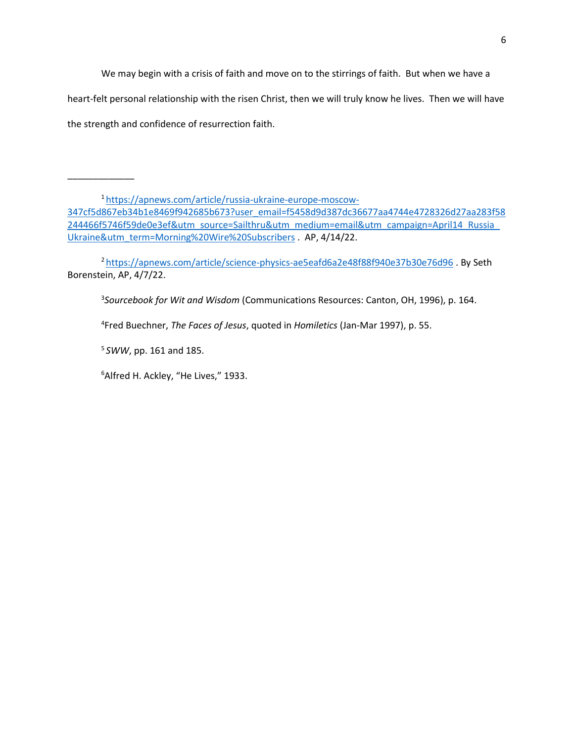We may begin with a crisis of faith and move on to the stirrings of faith. But when we have a heart-felt personal relationship with the risen Christ, then we will truly know he lives. Then we will have the strength and confidence of resurrection faith.

_____________

[1] https://apnews.com/article/russia-ukraine-europe-moscow-347cf5d867eb34b1e8469f942685b673?user_email=f5458d9d387dc36677aa4744e4728326d27aa283f58244466f5746f59de0e3ef&utm_source=Sailthru&utm_medium=email&utm_campaign=April14_Russia_Ukraine&utm_term=Morning%20Wire%20Subscribers . AP, 4/14/22.

[2] https://apnews.com/article/science-physics-ae5eafd6a2e48f88f940e37b30e76d96 . By Seth Borenstein, AP, 4/7/22.

[3] *Sourcebook for Wit and Wisdom* (Communications Resources: Canton, OH, 1996), p. 164.

[4] Fred Buechner, *The Faces of Jesus*, quoted in *Homiletics* (Jan-Mar 1997), p. 55.

[5] *SWW*, pp. 161 and 185.

[6] Alfred H. Ackley, "He Lives," 1933.